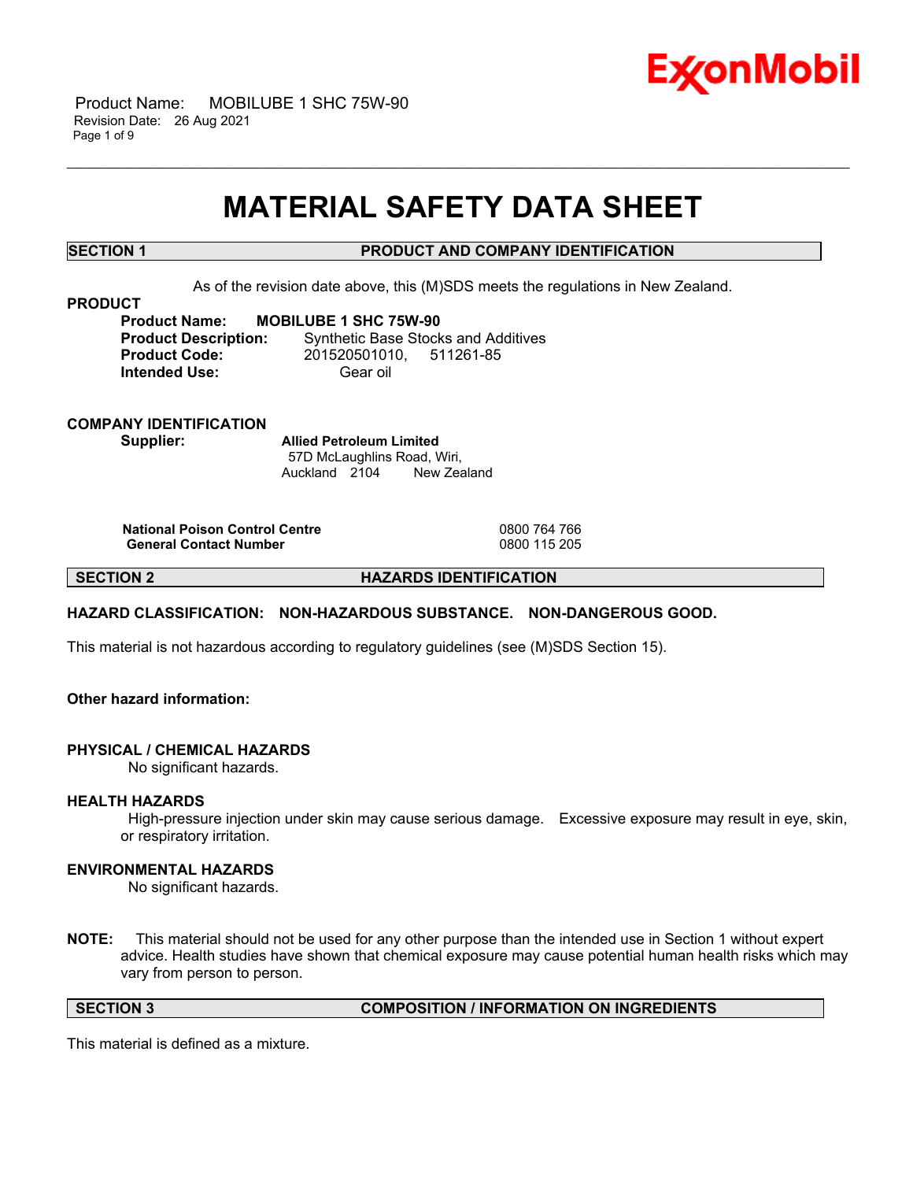# MATERIAL SAFETY DATA SHEET

## SECTION 1 PRODUCT AND COMPANY IDENTIFICATION

As of the revision date above, this (M)SDS meets the regulations in New Zealand.

**PRODUCT**

**Product Name:** **MOBILUBE 1 SHC 75W-90**
**Product Description:** Synthetic Base Stocks and Additives
**Product Code:** 201520501010, 511261-85
**Intended Use:** Gear oil

**COMPANY IDENTIFICATION**

**Supplier:** **Allied Petroleum Limited**
57D McLaughlins Road, Wiri,
Auckland 2104 New Zealand

| | |
|---|---|
| **National Poison Control Centre** | 0800 764 766 |
| **General Contact Number** | 0800 115 205 |

## SECTION 2 HAZARDS IDENTIFICATION

**HAZARD CLASSIFICATION: NON-HAZARDOUS SUBSTANCE. NON-DANGEROUS GOOD.**

This material is not hazardous according to regulatory guidelines (see (M)SDS Section 15).

**Other hazard information:**

**PHYSICAL / CHEMICAL HAZARDS**
No significant hazards.

**HEALTH HAZARDS**
High-pressure injection under skin may cause serious damage. Excessive exposure may result in eye, skin, or respiratory irritation.

**ENVIRONMENTAL HAZARDS**
No significant hazards.

**NOTE:** This material should not be used for any other purpose than the intended use in Section 1 without expert advice. Health studies have shown that chemical exposure may cause potential human health risks which may vary from person to person.

## SECTION 3 COMPOSITION / INFORMATION ON INGREDIENTS

This material is defined as a mixture.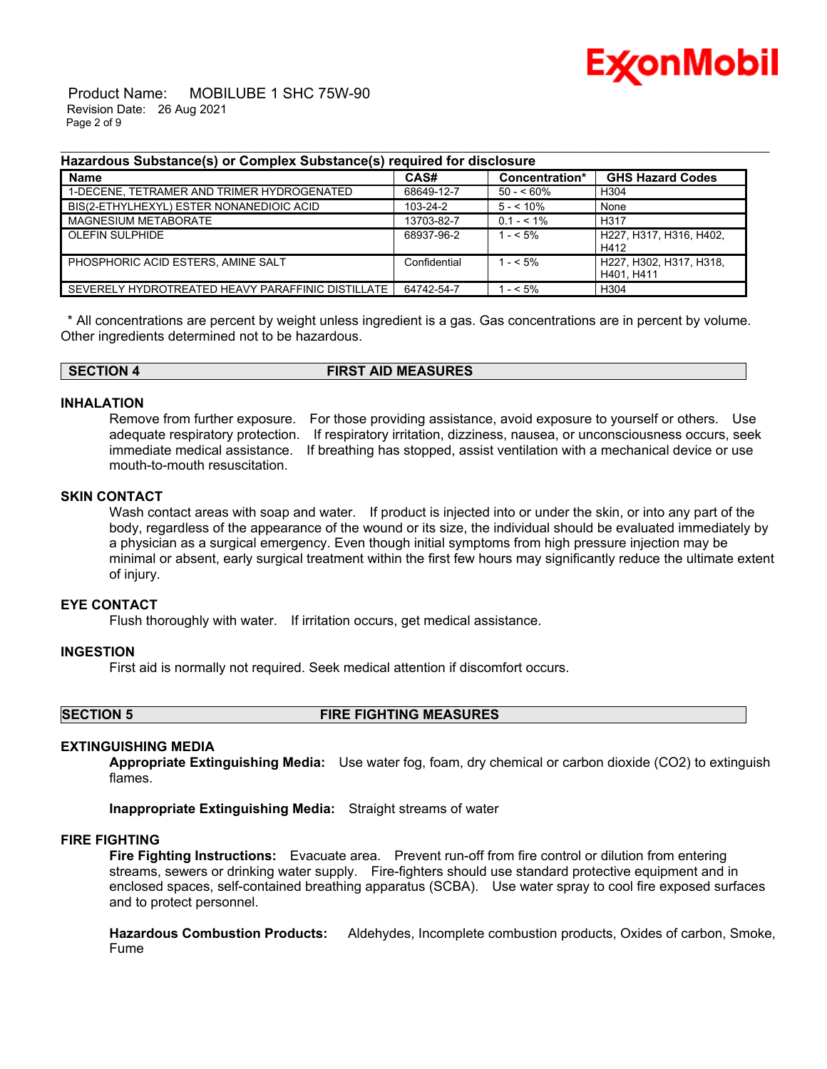### Hazardous Substance(s) or Complex Substance(s) required for disclosure

| Name | CAS# | Concentration* | GHS Hazard Codes |
|---|---|---|---|
| 1-DECENE, TETRAMER AND TRIMER HYDROGENATED | 68649-12-7 | 50 - < 60% | H304 |
| BIS(2-ETHYLHEXYL) ESTER NONANEDIOIC ACID | 103-24-2 | 5 - < 10% | None |
| MAGNESIUM METABORATE | 13703-82-7 | 0.1 - < 1% | H317 |
| OLEFIN SULPHIDE | 68937-96-2 | 1 - < 5% | H227, H317, H316, H402, H412 |
| PHOSPHORIC ACID ESTERS, AMINE SALT | Confidential | 1 - < 5% | H227, H302, H317, H318, H401, H411 |
| SEVERELY HYDROTREATED HEAVY PARAFFINIC DISTILLATE | 64742-54-7 | 1 - < 5% | H304 |

* All concentrations are percent by weight unless ingredient is a gas. Gas concentrations are in percent by volume. Other ingredients determined not to be hazardous.

## SECTION 4 FIRST AID MEASURES

### INHALATION

Remove from further exposure. For those providing assistance, avoid exposure to yourself or others. Use adequate respiratory protection. If respiratory irritation, dizziness, nausea, or unconsciousness occurs, seek immediate medical assistance. If breathing has stopped, assist ventilation with a mechanical device or use mouth-to-mouth resuscitation.

### SKIN CONTACT

Wash contact areas with soap and water. If product is injected into or under the skin, or into any part of the body, regardless of the appearance of the wound or its size, the individual should be evaluated immediately by a physician as a surgical emergency. Even though initial symptoms from high pressure injection may be minimal or absent, early surgical treatment within the first few hours may significantly reduce the ultimate extent of injury.

### EYE CONTACT

Flush thoroughly with water. If irritation occurs, get medical assistance.

### INGESTION

First aid is normally not required. Seek medical attention if discomfort occurs.

## SECTION 5 FIRE FIGHTING MEASURES

### EXTINGUISHING MEDIA

**Appropriate Extinguishing Media:** Use water fog, foam, dry chemical or carbon dioxide ($CO_2$) to extinguish flames.

**Inappropriate Extinguishing Media:** Straight streams of water

### FIRE FIGHTING

**Fire Fighting Instructions:** Evacuate area. Prevent run-off from fire control or dilution from entering streams, sewers or drinking water supply. Fire-fighters should use standard protective equipment and in enclosed spaces, self-contained breathing apparatus (SCBA). Use water spray to cool fire exposed surfaces and to protect personnel.

**Hazardous Combustion Products:** Aldehydes, Incomplete combustion products, Oxides of carbon, Smoke, Fume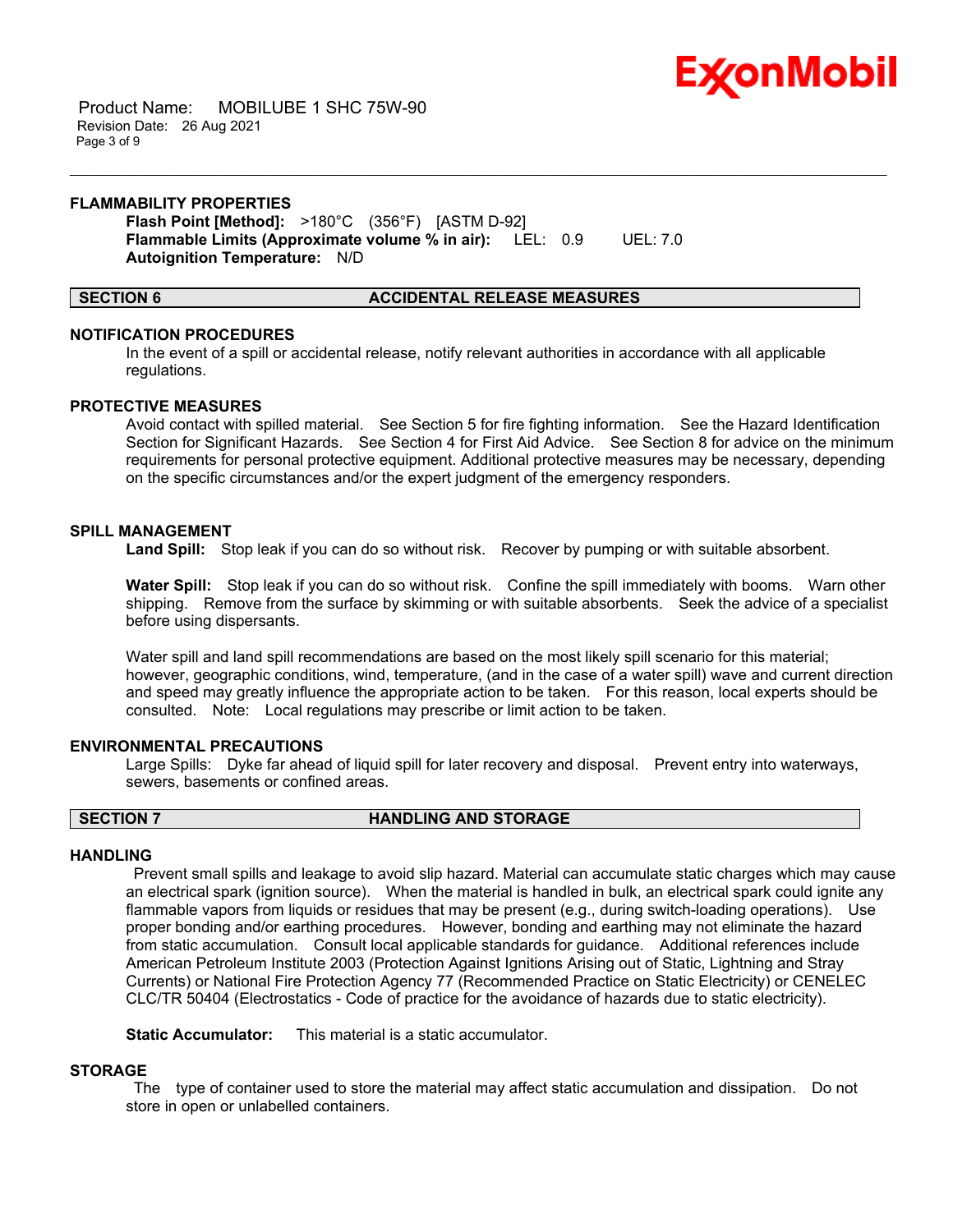### FLAMMABILITY PROPERTIES

**Flash Point [Method]:** >180°C (356°F) [ASTM D-92]
**Flammable Limits (Approximate volume % in air):** LEL: 0.9 UEL: 7.0
**Autoignition Temperature:** N/D

## SECTION 6 ACCIDENTAL RELEASE MEASURES

### NOTIFICATION PROCEDURES

In the event of a spill or accidental release, notify relevant authorities in accordance with all applicable regulations.

### PROTECTIVE MEASURES

Avoid contact with spilled material. See Section 5 for fire fighting information. See the Hazard Identification Section for Significant Hazards. See Section 4 for First Aid Advice. See Section 8 for advice on the minimum requirements for personal protective equipment. Additional protective measures may be necessary, depending on the specific circumstances and/or the expert judgment of the emergency responders.

### SPILL MANAGEMENT

**Land Spill:** Stop leak if you can do so without risk. Recover by pumping or with suitable absorbent.

**Water Spill:** Stop leak if you can do so without risk. Confine the spill immediately with booms. Warn other shipping. Remove from the surface by skimming or with suitable absorbents. Seek the advice of a specialist before using dispersants.

Water spill and land spill recommendations are based on the most likely spill scenario for this material; however, geographic conditions, wind, temperature, (and in the case of a water spill) wave and current direction and speed may greatly influence the appropriate action to be taken. For this reason, local experts should be consulted. Note: Local regulations may prescribe or limit action to be taken.

### ENVIRONMENTAL PRECAUTIONS

Large Spills: Dyke far ahead of liquid spill for later recovery and disposal. Prevent entry into waterways, sewers, basements or confined areas.

## SECTION 7 HANDLING AND STORAGE

### HANDLING

Prevent small spills and leakage to avoid slip hazard. Material can accumulate static charges which may cause an electrical spark (ignition source). When the material is handled in bulk, an electrical spark could ignite any flammable vapors from liquids or residues that may be present (e.g., during switch-loading operations). Use proper bonding and/or earthing procedures. However, bonding and earthing may not eliminate the hazard from static accumulation. Consult local applicable standards for guidance. Additional references include American Petroleum Institute 2003 (Protection Against Ignitions Arising out of Static, Lightning and Stray Currents) or National Fire Protection Agency 77 (Recommended Practice on Static Electricity) or CENELEC CLC/TR 50404 (Electrostatics - Code of practice for the avoidance of hazards due to static electricity).

**Static Accumulator:** This material is a static accumulator.

### STORAGE

The type of container used to store the material may affect static accumulation and dissipation. Do not store in open or unlabelled containers.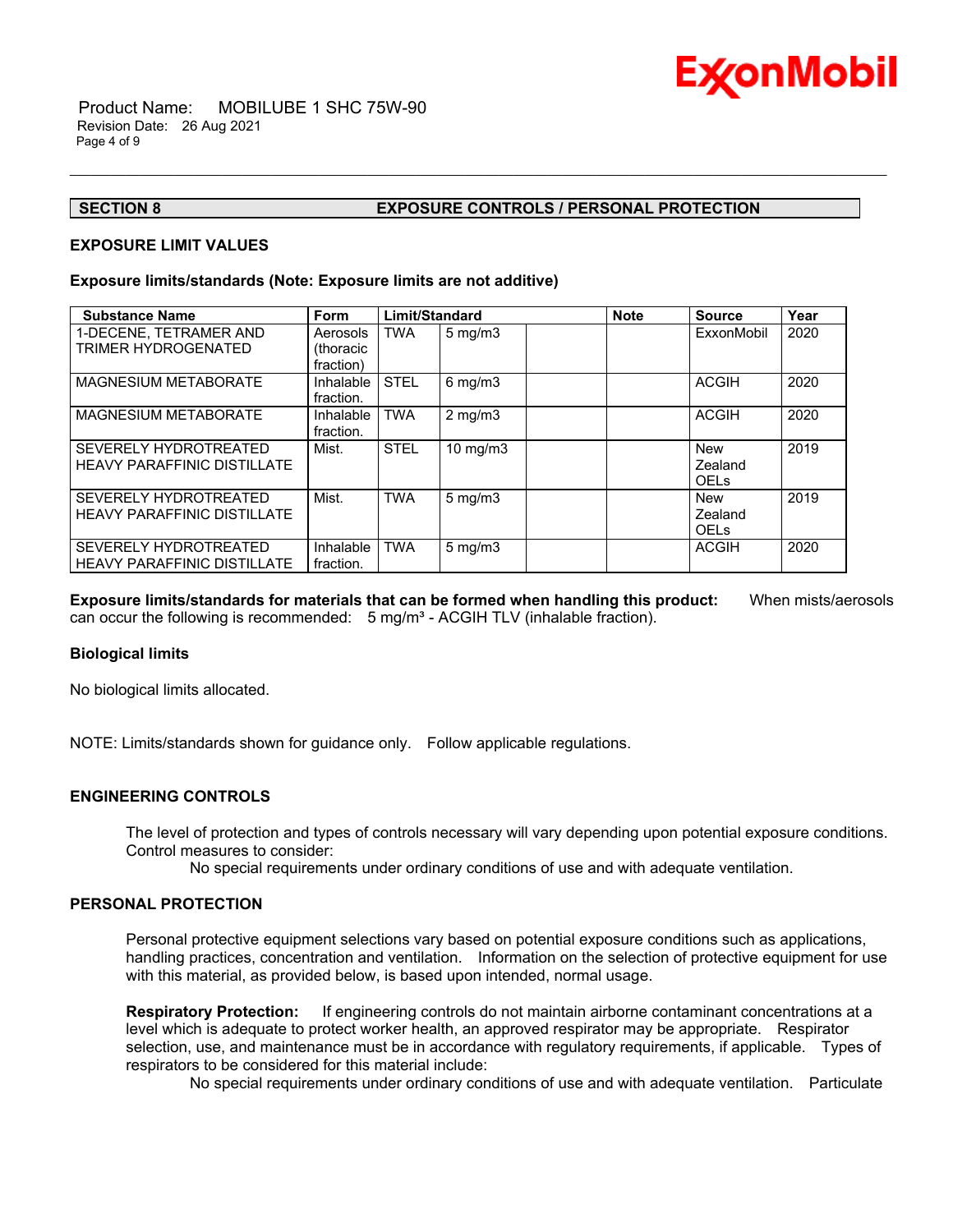## SECTION 8 EXPOSURE CONTROLS / PERSONAL PROTECTION

### EXPOSURE LIMIT VALUES

**Exposure limits/standards (Note: Exposure limits are not additive)**

| Substance Name | Form | Limit/Standard | | | Note | Source | Year |
|---|---|---|---|---|---|---|---|
| 1-DECENE, TETRAMER AND TRIMER HYDROGENATED | Aerosols (thoracic fraction) | TWA | 5 mg/m3 | | | ExxonMobil | 2020 |
| MAGNESIUM METABORATE | Inhalable fraction. | STEL | 6 mg/m3 | | | ACGIH | 2020 |
| MAGNESIUM METABORATE | Inhalable fraction. | TWA | 2 mg/m3 | | | ACGIH | 2020 |
| SEVERELY HYDROTREATED HEAVY PARAFFINIC DISTILLATE | Mist. | STEL | 10 mg/m3 | | | New Zealand OELs | 2019 |
| SEVERELY HYDROTREATED HEAVY PARAFFINIC DISTILLATE | Mist. | TWA | 5 mg/m3 | | | New Zealand OELs | 2019 |
| SEVERELY HYDROTREATED HEAVY PARAFFINIC DISTILLATE | Inhalable fraction. | TWA | 5 mg/m3 | | | ACGIH | 2020 |

**Exposure limits/standards for materials that can be formed when handling this product:** When mists/aerosols can occur the following is recommended: 5 mg/m³ - ACGIH TLV (inhalable fraction).

**Biological limits**

No biological limits allocated.

NOTE: Limits/standards shown for guidance only. Follow applicable regulations.

### ENGINEERING CONTROLS

The level of protection and types of controls necessary will vary depending upon potential exposure conditions. Control measures to consider:

No special requirements under ordinary conditions of use and with adequate ventilation.

### PERSONAL PROTECTION

Personal protective equipment selections vary based on potential exposure conditions such as applications, handling practices, concentration and ventilation. Information on the selection of protective equipment for use with this material, as provided below, is based upon intended, normal usage.

**Respiratory Protection:** If engineering controls do not maintain airborne contaminant concentrations at a level which is adequate to protect worker health, an approved respirator may be appropriate. Respirator selection, use, and maintenance must be in accordance with regulatory requirements, if applicable. Types of respirators to be considered for this material include:

No special requirements under ordinary conditions of use and with adequate ventilation. Particulate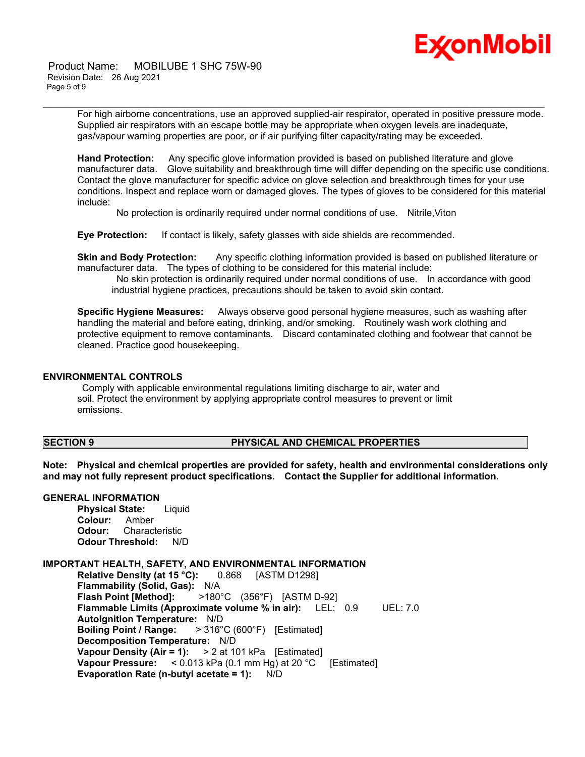For high airborne concentrations, use an approved supplied-air respirator, operated in positive pressure mode. Supplied air respirators with an escape bottle may be appropriate when oxygen levels are inadequate, gas/vapour warning properties are poor, or if air purifying filter capacity/rating may be exceeded.

**Hand Protection:** Any specific glove information provided is based on published literature and glove manufacturer data. Glove suitability and breakthrough time will differ depending on the specific use conditions. Contact the glove manufacturer for specific advice on glove selection and breakthrough times for your use conditions. Inspect and replace worn or damaged gloves. The types of gloves to be considered for this material include:

No protection is ordinarily required under normal conditions of use. Nitrile,Viton

**Eye Protection:** If contact is likely, safety glasses with side shields are recommended.

**Skin and Body Protection:** Any specific clothing information provided is based on published literature or manufacturer data. The types of clothing to be considered for this material include:

No skin protection is ordinarily required under normal conditions of use. In accordance with good industrial hygiene practices, precautions should be taken to avoid skin contact.

**Specific Hygiene Measures:** Always observe good personal hygiene measures, such as washing after handling the material and before eating, drinking, and/or smoking. Routinely wash work clothing and protective equipment to remove contaminants. Discard contaminated clothing and footwear that cannot be cleaned. Practice good housekeeping.

### ENVIRONMENTAL CONTROLS

Comply with applicable environmental regulations limiting discharge to air, water and soil. Protect the environment by applying appropriate control measures to prevent or limit emissions.

## SECTION 9 PHYSICAL AND CHEMICAL PROPERTIES

**Note: Physical and chemical properties are provided for safety, health and environmental considerations only and may not fully represent product specifications. Contact the Supplier for additional information.**

### GENERAL INFORMATION

**Physical State:** Liquid
**Colour:** Amber
**Odour:** Characteristic
**Odour Threshold:** N/D

### IMPORTANT HEALTH, SAFETY, AND ENVIRONMENTAL INFORMATION

**Relative Density (at 15 °C):** 0.868 [ASTM D1298]
**Flammability (Solid, Gas):** N/A
**Flash Point [Method]:** >180°C (356°F) [ASTM D-92]
**Flammable Limits (Approximate volume % in air):** LEL: 0.9 UEL: 7.0
**Autoignition Temperature:** N/D
**Boiling Point / Range:** > 316°C (600°F) [Estimated]
**Decomposition Temperature:** N/D
**Vapour Density (Air = 1):** > 2 at 101 kPa [Estimated]
**Vapour Pressure:** < 0.013 kPa (0.1 mm Hg) at 20 °C [Estimated]
**Evaporation Rate (n-butyl acetate = 1):** N/D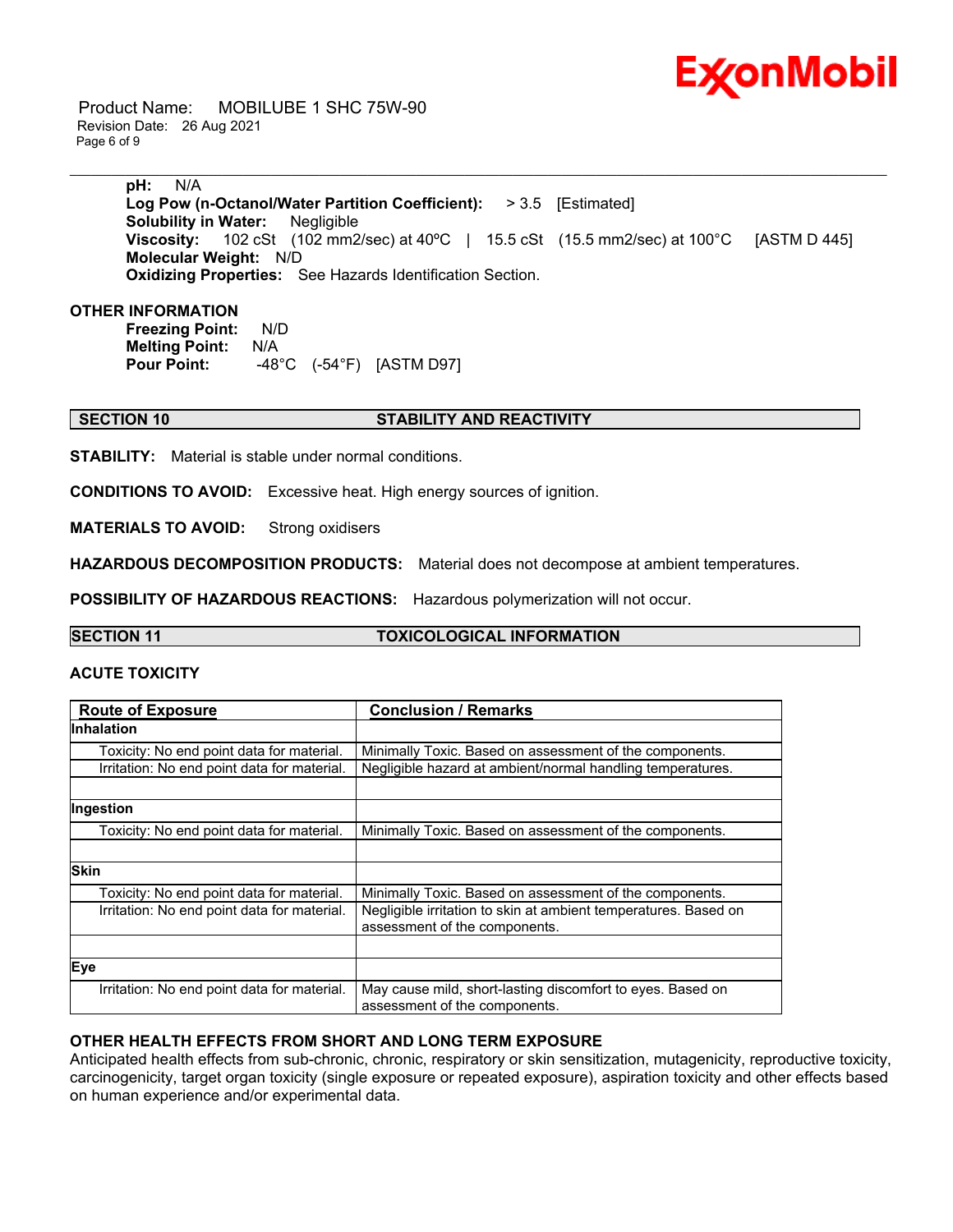**pH:** N/A
**Log Pow (n-Octanol/Water Partition Coefficient):** > 3.5 [Estimated]
**Solubility in Water:** Negligible
**Viscosity:** 102 cSt (102 mm2/sec) at 40ºC | 15.5 cSt (15.5 mm2/sec) at 100°C [ASTM D 445]
**Molecular Weight:** N/D
**Oxidizing Properties:** See Hazards Identification Section.

**OTHER INFORMATION**

**Freezing Point:** N/D
**Melting Point:** N/A
**Pour Point:** -48°C (-54°F) [ASTM D97]

## SECTION 10 STABILITY AND REACTIVITY

**STABILITY:** Material is stable under normal conditions.

**CONDITIONS TO AVOID:** Excessive heat. High energy sources of ignition.

**MATERIALS TO AVOID:** Strong oxidisers

**HAZARDOUS DECOMPOSITION PRODUCTS:** Material does not decompose at ambient temperatures.

**POSSIBILITY OF HAZARDOUS REACTIONS:** Hazardous polymerization will not occur.

## SECTION 11 TOXICOLOGICAL INFORMATION

### ACUTE TOXICITY

| Route of Exposure | Conclusion / Remarks |
|---|---|
| **Inhalation** | |
| Toxicity: No end point data for material. | Minimally Toxic. Based on assessment of the components. |
| Irritation: No end point data for material. | Negligible hazard at ambient/normal handling temperatures. |
| | |
| **Ingestion** | |
| Toxicity: No end point data for material. | Minimally Toxic. Based on assessment of the components. |
| | |
| **Skin** | |
| Toxicity: No end point data for material. | Minimally Toxic. Based on assessment of the components. |
| Irritation: No end point data for material. | Negligible irritation to skin at ambient temperatures. Based on assessment of the components. |
| | |
| **Eye** | |
| Irritation: No end point data for material. | May cause mild, short-lasting discomfort to eyes. Based on assessment of the components. |

### OTHER HEALTH EFFECTS FROM SHORT AND LONG TERM EXPOSURE

Anticipated health effects from sub-chronic, chronic, respiratory or skin sensitization, mutagenicity, reproductive toxicity, carcinogenicity, target organ toxicity (single exposure or repeated exposure), aspiration toxicity and other effects based on human experience and/or experimental data.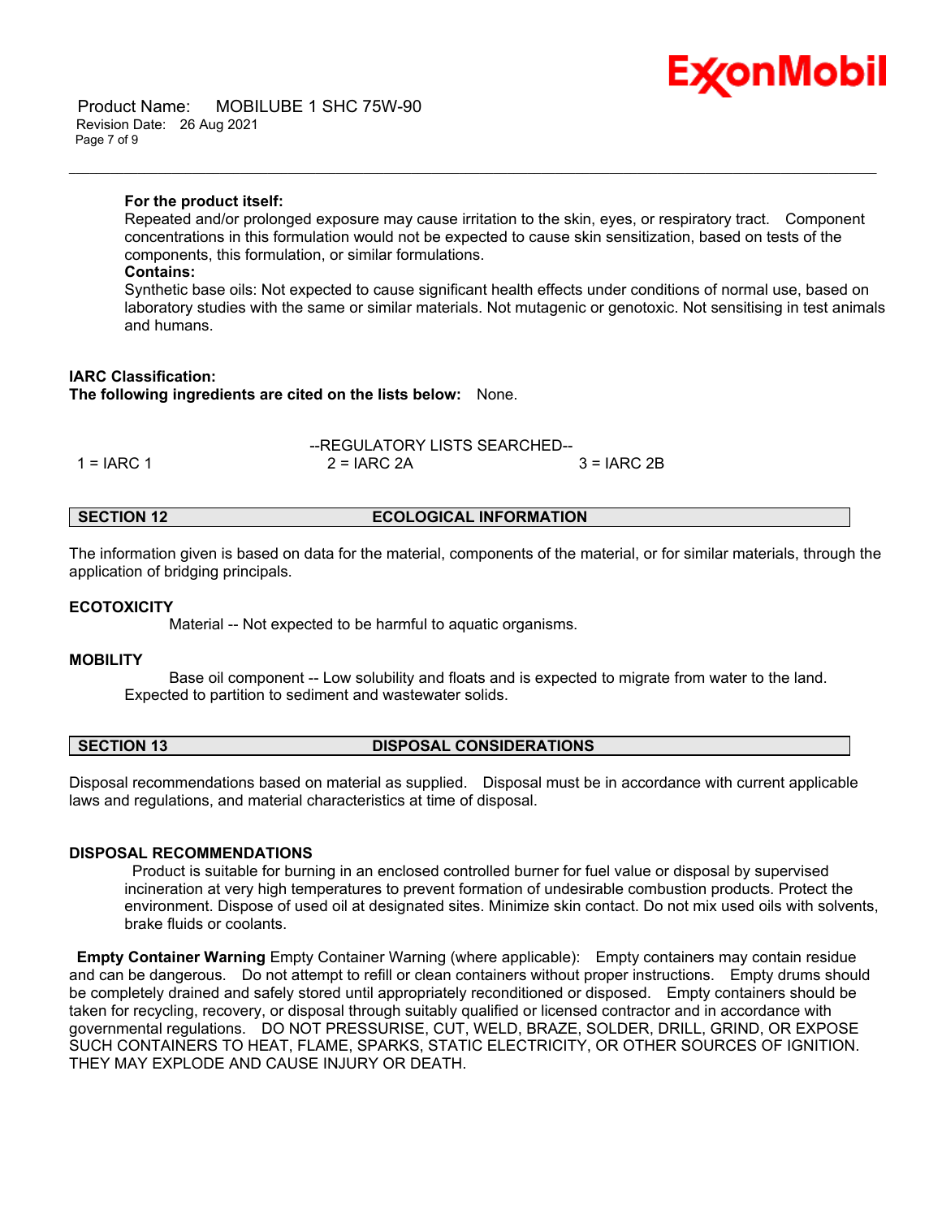**For the product itself:**

Repeated and/or prolonged exposure may cause irritation to the skin, eyes, or respiratory tract. Component concentrations in this formulation would not be expected to cause skin sensitization, based on tests of the components, this formulation, or similar formulations.

**Contains:**

Synthetic base oils: Not expected to cause significant health effects under conditions of normal use, based on laboratory studies with the same or similar materials. Not mutagenic or genotoxic. Not sensitising in test animals and humans.

**IARC Classification:**

**The following ingredients are cited on the lists below:** None.

--REGULATORY LISTS SEARCHED--

| 1 = IARC 1 | 2 = IARC 2A | 3 = IARC 2B |
| --- | --- | --- |

## SECTION 12 ECOLOGICAL INFORMATION

The information given is based on data for the material, components of the material, or for similar materials, through the application of bridging principals.

### ECOTOXICITY

Material -- Not expected to be harmful to aquatic organisms.

### MOBILITY

Base oil component -- Low solubility and floats and is expected to migrate from water to the land. Expected to partition to sediment and wastewater solids.

## SECTION 13 DISPOSAL CONSIDERATIONS

Disposal recommendations based on material as supplied. Disposal must be in accordance with current applicable laws and regulations, and material characteristics at time of disposal.

### DISPOSAL RECOMMENDATIONS

Product is suitable for burning in an enclosed controlled burner for fuel value or disposal by supervised incineration at very high temperatures to prevent formation of undesirable combustion products. Protect the environment. Dispose of used oil at designated sites. Minimize skin contact. Do not mix used oils with solvents, brake fluids or coolants.

**Empty Container Warning** Empty Container Warning (where applicable): Empty containers may contain residue and can be dangerous. Do not attempt to refill or clean containers without proper instructions. Empty drums should be completely drained and safely stored until appropriately reconditioned or disposed. Empty containers should be taken for recycling, recovery, or disposal through suitably qualified or licensed contractor and in accordance with governmental regulations. DO NOT PRESSURISE, CUT, WELD, BRAZE, SOLDER, DRILL, GRIND, OR EXPOSE SUCH CONTAINERS TO HEAT, FLAME, SPARKS, STATIC ELECTRICITY, OR OTHER SOURCES OF IGNITION. THEY MAY EXPLODE AND CAUSE INJURY OR DEATH.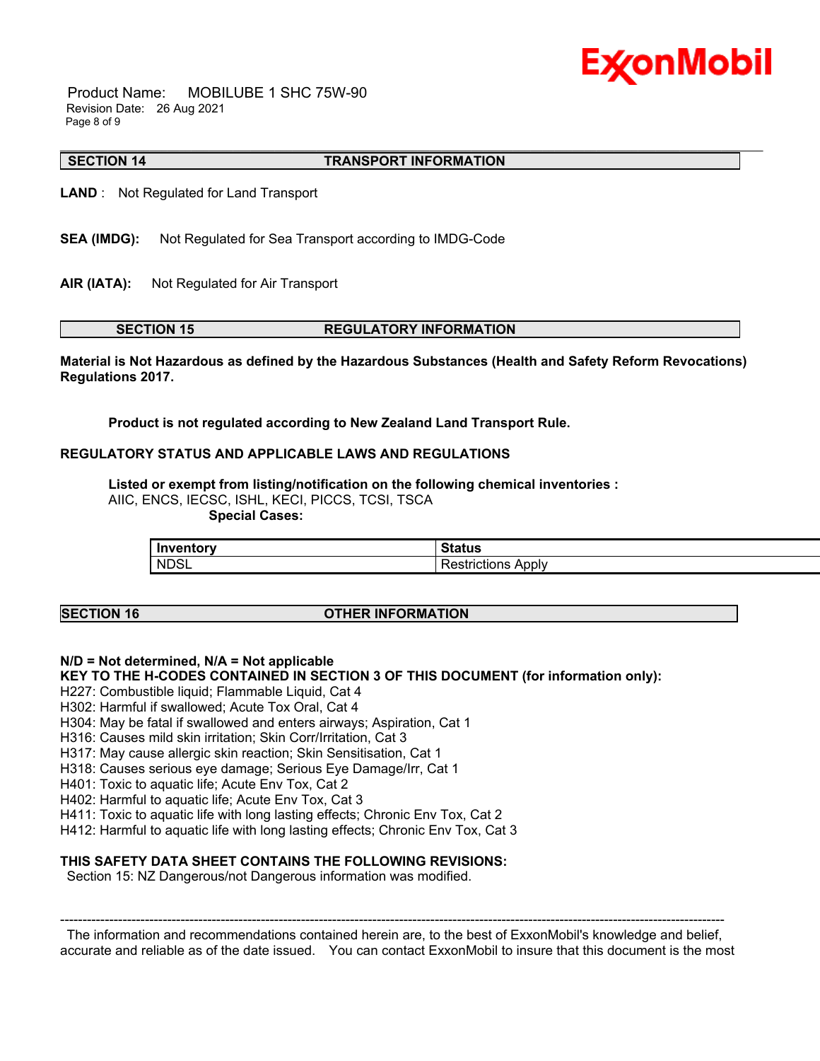## SECTION 14 TRANSPORT INFORMATION

**LAND** : Not Regulated for Land Transport

**SEA (IMDG):** Not Regulated for Sea Transport according to IMDG-Code

**AIR (IATA):** Not Regulated for Air Transport

## SECTION 15 REGULATORY INFORMATION

**Material is Not Hazardous as defined by the Hazardous Substances (Health and Safety Reform Revocations) Regulations 2017.**

**Product is not regulated according to New Zealand Land Transport Rule.**

**REGULATORY STATUS AND APPLICABLE LAWS AND REGULATIONS**

**Listed or exempt from listing/notification on the following chemical inventories :**
AIIC, ENCS, IECSC, ISHL, KECI, PICCS, TCSI, TSCA

**Special Cases:**

| Inventory | Status |
|---|---|
| NDSL | Restrictions Apply |

## SECTION 16 OTHER INFORMATION

**N/D = Not determined, N/A = Not applicable**

**KEY TO THE H-CODES CONTAINED IN SECTION 3 OF THIS DOCUMENT (for information only):**

H227: Combustible liquid; Flammable Liquid, Cat 4
H302: Harmful if swallowed; Acute Tox Oral, Cat 4
H304: May be fatal if swallowed and enters airways; Aspiration, Cat 1
H316: Causes mild skin irritation; Skin Corr/Irritation, Cat 3
H317: May cause allergic skin reaction; Skin Sensitisation, Cat 1
H318: Causes serious eye damage; Serious Eye Damage/Irr, Cat 1
H401: Toxic to aquatic life; Acute Env Tox, Cat 2
H402: Harmful to aquatic life; Acute Env Tox, Cat 3
H411: Toxic to aquatic life with long lasting effects; Chronic Env Tox, Cat 2
H412: Harmful to aquatic life with long lasting effects; Chronic Env Tox, Cat 3

**THIS SAFETY DATA SHEET CONTAINS THE FOLLOWING REVISIONS:**

Section 15: NZ Dangerous/not Dangerous information was modified.

---

The information and recommendations contained herein are, to the best of ExxonMobil's knowledge and belief, accurate and reliable as of the date issued. You can contact ExxonMobil to insure that this document is the most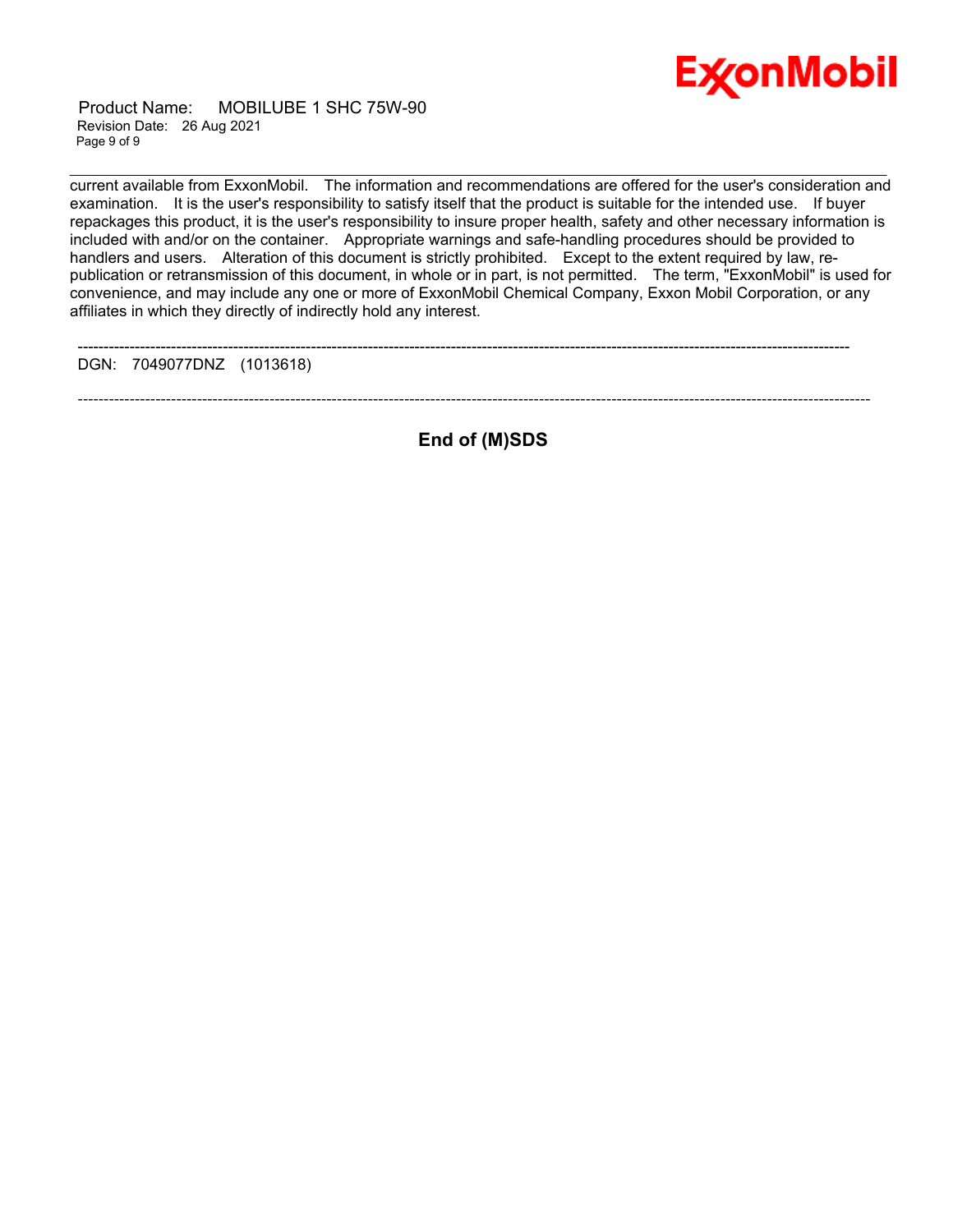current available from ExxonMobil. The information and recommendations are offered for the user's consideration and examination. It is the user's responsibility to satisfy itself that the product is suitable for the intended use. If buyer repackages this product, it is the user's responsibility to insure proper health, safety and other necessary information is included with and/or on the container. Appropriate warnings and safe-handling procedures should be provided to handlers and users. Alteration of this document is strictly prohibited. Except to the extent required by law, re-publication or retransmission of this document, in whole or in part, is not permitted. The term, "ExxonMobil" is used for convenience, and may include any one or more of ExxonMobil Chemical Company, Exxon Mobil Corporation, or any affiliates in which they directly of indirectly hold any interest.

---

DGN: 7049077DNZ (1013618)

---

**End of (M)SDS**